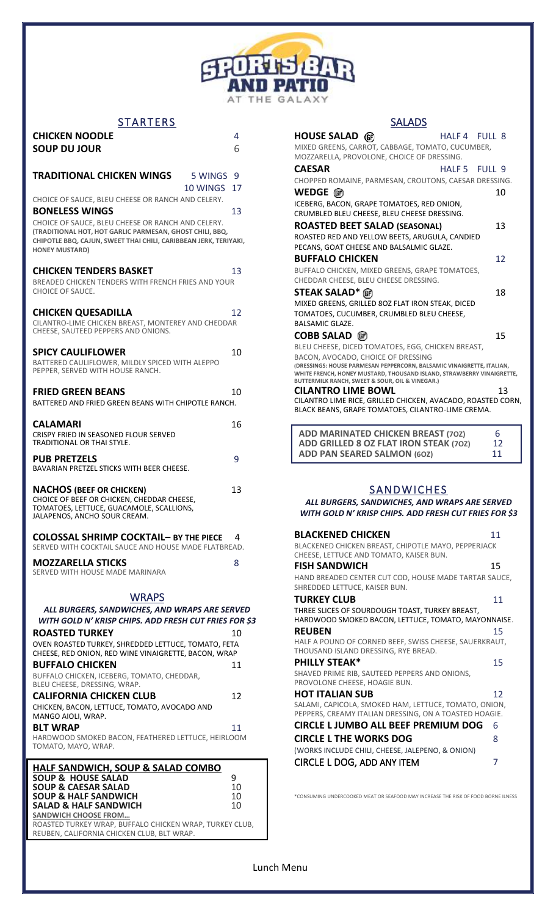# SPORTS BAR AND PATIO AT THE GALAXY

## STARTERS

**CHICKEN NOODLE** 4

**SOUP DU JOUR** 6

**TRADITIONAL CHICKEN WINGS** 5 WINGS 9 / 10 WINGS 17
CHOICE OF SAUCE, BLEU CHEESE OR RANCH AND CELERY.

**BONELESS WINGS** 13
CHOICE OF SAUCE, BLEU CHEESE OR RANCH AND CELERY.
**(TRADITIONAL HOT, HOT GARLIC PARMESAN, GHOST CHILI, BBQ, CHIPOTLE BBQ, CAJUN, SWEET THAI CHILI, CARIBBEAN JERK, TERIYAKI, HONEY MUSTARD)**

**CHICKEN TENDERS BASKET** 13
BREADED CHICKEN TENDERS WITH FRENCH FRIES AND YOUR CHOICE OF SAUCE.

**CHICKEN QUESADILLA** 12
CILANTRO-LIME CHICKEN BREAST, MONTEREY AND CHEDDAR CHEESE, SAUTEED PEPPERS AND ONIONS.

**SPICY CAULIFLOWER** 10
BATTERED CAULIFLOWER, MILDLY SPICED WITH ALEPPO PEPPER, SERVED WITH HOUSE RANCH.

**FRIED GREEN BEANS** 10
BATTERED AND FRIED GREEN BEANS WITH CHIPOTLE RANCH.

**CALAMARI** 16
CRISPY FRIED IN SEASONED FLOUR SERVED TRADITIONAL OR THAI STYLE.

**PUB PRETZELS** 9
BAVARIAN PRETZEL STICKS WITH BEER CHEESE.

**NACHOS (BEEF OR CHICKEN)** 13
CHOICE OF BEEF OR CHICKEN, CHEDDAR CHEESE, TOMATOES, LETTUCE, GUACAMOLE, SCALLIONS, JALAPENOS, ANCHO SOUR CREAM.

**COLOSSAL SHRIMP COCKTAIL– BY THE PIECE** 4
SERVED WITH COCKTAIL SAUCE AND HOUSE MADE FLATBREAD.

**MOZZARELLA STICKS** 8
SERVED WITH HOUSE MADE MARINARA

## WRAPS

***ALL BURGERS, SANDWICHES, AND WRAPS ARE SERVED WITH GOLD N' KRISP CHIPS. ADD FRESH CUT FRIES FOR $3***

**ROASTED TURKEY** 10
OVEN ROASTED TURKEY, SHREDDED LETTUCE, TOMATO, FETA CHEESE, RED ONION, RED WINE VINAIGRETTE, BACON, WRAP

**BUFFALO CHICKEN** 11
BUFFALO CHICKEN, ICEBERG, TOMATO, CHEDDAR, BLEU CHEESE, DRESSING, WRAP.

**CALIFORNIA CHICKEN CLUB** 12
CHICKEN, BACON, LETTUCE, TOMATO, AVOCADO AND MANGO AIOLI, WRAP.

**BLT WRAP** 11
HARDWOOD SMOKED BACON, FEATHERED LETTUCE, HEIRLOOM TOMATO, MAYO, WRAP.

### HALF SANDWICH, SOUP & SALAD COMBO

| | |
|---|---|
| **SOUP & HOUSE SALAD** | 9 |
| **SOUP & CAESAR SALAD** | 10 |
| **SOUP & HALF SANDWICH** | 10 |
| **SALAD & HALF SANDWICH** | 10 |

**SANDWICH CHOOSE FROM…**
ROASTED TURKEY WRAP, BUFFALO CHICKEN WRAP, TURKEY CLUB, REUBEN, CALIFORNIA CHICKEN CLUB, BLT WRAP.

## SALADS

**HOUSE SALAD** (GF) HALF 4 FULL 8
MIXED GREENS, CARROT, CABBAGE, TOMATO, CUCUMBER, MOZZARELLA, PROVOLONE, CHOICE OF DRESSING.

**CAESAR** HALF 5 FULL 9
CHOPPED ROMAINE, PARMESAN, CROUTONS, CAESAR DRESSING.

**WEDGE** (GF) 10
ICEBERG, BACON, GRAPE TOMATOES, RED ONION, CRUMBLED BLEU CHEESE, BLEU CHEESE DRESSING.

**ROASTED BEET SALAD (SEASONAL)** 13
ROASTED RED AND YELLOW BEETS, ARUGULA, CANDIED PECANS, GOAT CHEESE AND BALSALMIC GLAZE.

**BUFFALO CHICKEN** 12
BUFFALO CHICKEN, MIXED GREENS, GRAPE TOMATOES, CHEDDAR CHEESE, BLEU CHEESE DRESSING.

**STEAK SALAD*** (GF) 18
MIXED GREENS, GRILLED 8OZ FLAT IRON STEAK, DICED TOMATOES, CUCUMBER, CRUMBLED BLEU CHEESE, BALSAMIC GLAZE.

**COBB SALAD** (GF) 15
BLEU CHEESE, DICED TOMATOES, EGG, CHICKEN BREAST, BACON, AVOCADO, CHOICE OF DRESSING
**(DRESSINGS: HOUSE PARMESAN PEPPERCORN, BALSAMIC VINAIGRETTE, ITALIAN, WHITE FRENCH, HONEY MUSTARD, THOUSAND ISLAND, STRAWBERRY VINAIGRETTE, BUTTERMILK RANCH, SWEET & SOUR, OIL & VINEGAR.)**

**CILANTRO LIME BOWL** 13
CILANTRO LIME RICE, GRILLED CHICKEN, AVACADO, ROASTED CORN, BLACK BEANS, GRAPE TOMATOES, CILANTRO-LIME CREMA.

| | |
|---|---|
| **ADD MARINATED CHICKEN BREAST (7OZ)** | 6 |
| **ADD GRILLED 8 OZ FLAT IRON STEAK (7OZ)** | 12 |
| **ADD PAN SEARED SALMON (6OZ)** | 11 |

## SANDWICHES

***ALL BURGERS, SANDWICHES, AND WRAPS ARE SERVED WITH GOLD N' KRISP CHIPS. ADD FRESH CUT FRIES FOR $3***

**BLACKENED CHICKEN** 11
BLACKENED CHICKEN BREAST, CHIPOTLE MAYO, PEPPERJACK CHEESE, LETTUCE AND TOMATO, KAISER BUN.

**FISH SANDWICH** 15
HAND BREADED CENTER CUT COD, HOUSE MADE TARTAR SAUCE, SHREDDED LETTUCE, KAISER BUN.

**TURKEY CLUB** 11
THREE SLICES OF SOURDOUGH TOAST, TURKEY BREAST, HARDWOOD SMOKED BACON, LETTUCE, TOMATO, MAYONNAISE.

**REUBEN** 15
HALF A POUND OF CORNED BEEF, SWISS CHEESE, SAUERKRAUT, THOUSAND ISLAND DRESSING, RYE BREAD.

**PHILLY STEAK*** 15
SHAVED PRIME RIB, SAUTEED PEPPERS AND ONIONS, PROVOLONE CHEESE, HOAGIE BUN.

**HOT ITALIAN SUB** 12
SALAMI, CAPICOLA, SMOKED HAM, LETTUCE, TOMATO, ONION, PEPPERS, CREAMY ITALIAN DRESSING, ON A TOASTED HOAGIE.

**CIRCLE L JUMBO ALL BEEF PREMIUM DOG** 6

**CIRCLE L THE WORKS DOG** 8
(WORKS INCLUDE CHILI, CHEESE, JALEPENO, & ONION)

CIRCLE L DOG, ADD ANY ITEM 7

*CONSUMING UNDERCOOKED MEAT OR SEAFOOD MAY INCREASE THE RISK OF FOOD BORNE ILNESS

Lunch Menu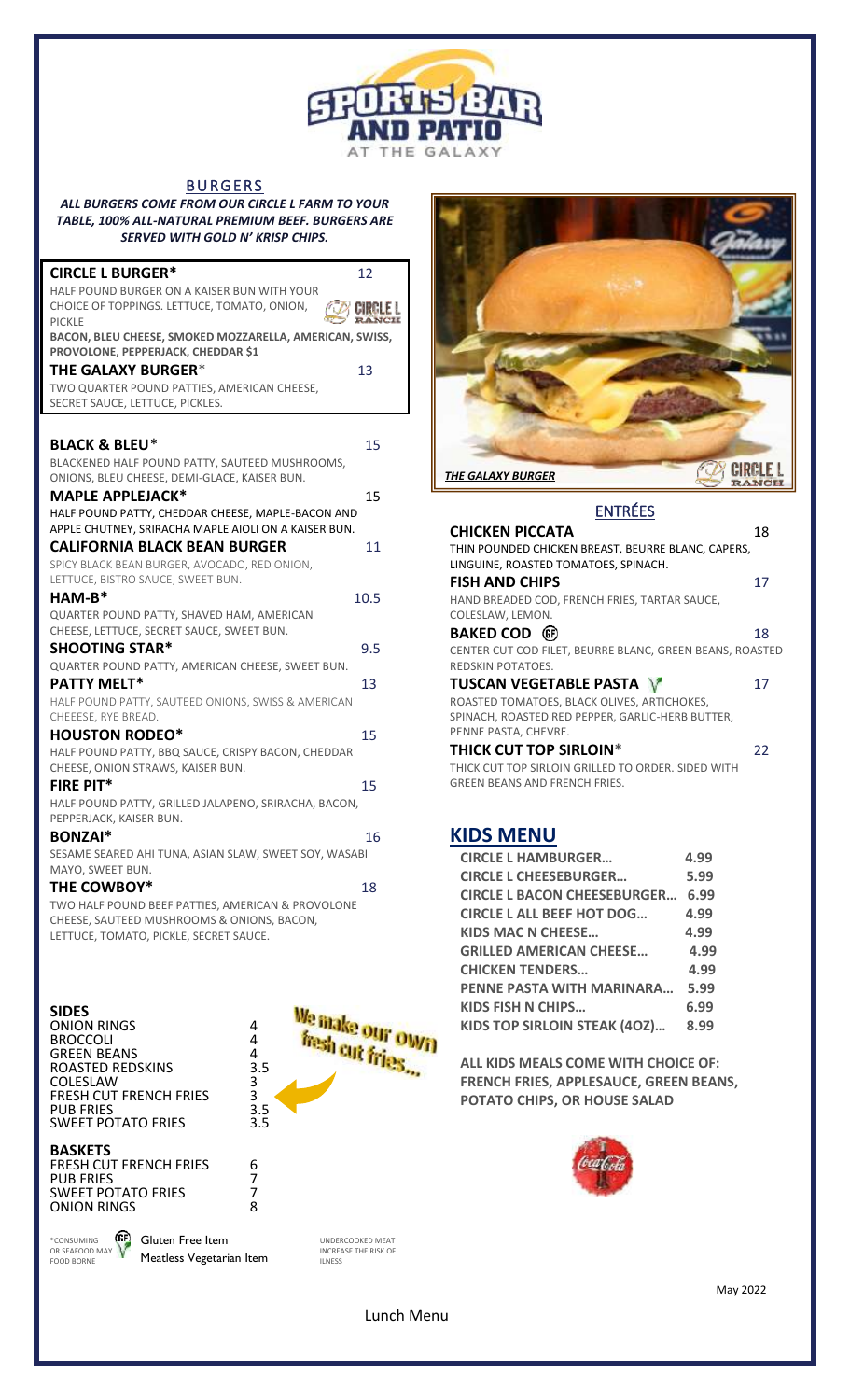# SPORTS BAR AND PATIO AT THE GALAXY

## BURGERS

***ALL BURGERS COME FROM OUR CIRCLE L FARM TO YOUR TABLE, 100% ALL-NATURAL PREMIUM BEEF. BURGERS ARE SERVED WITH GOLD N' KRISP CHIPS.***

**CIRCLE L BURGER*** 12
HALF POUND BURGER ON A KAISER BUN WITH YOUR CHOICE OF TOPPINGS. LETTUCE, TOMATO, ONION, PICKLE
**BACON, BLEU CHEESE, SMOKED MOZZARELLA, AMERICAN, SWISS, PROVOLONE, PEPPERJACK, CHEDDAR $1**

**THE GALAXY BURGER*** 13
TWO QUARTER POUND PATTIES, AMERICAN CHEESE, SECRET SAUCE, LETTUCE, PICKLES.

**BLACK & BLEU*** 15
BLACKENED HALF POUND PATTY, SAUTEED MUSHROOMS, ONIONS, BLEU CHEESE, DEMI-GLACE, KAISER BUN.

**MAPLE APPLEJACK*** 15
HALF POUND PATTY, CHEDDAR CHEESE, MAPLE-BACON AND APPLE CHUTNEY, SRIRACHA MAPLE AIOLI ON A KAISER BUN.

**CALIFORNIA BLACK BEAN BURGER** 11
SPICY BLACK BEAN BURGER, AVOCADO, RED ONION, LETTUCE, BISTRO SAUCE, SWEET BUN.

**HAM-B*** 10.5
QUARTER POUND PATTY, SHAVED HAM, AMERICAN CHEESE, LETTUCE, SECRET SAUCE, SWEET BUN.

**SHOOTING STAR*** 9.5
QUARTER POUND PATTY, AMERICAN CHEESE, SWEET BUN.

**PATTY MELT*** 13
HALF POUND PATTY, SAUTEED ONIONS, SWISS & AMERICAN CHEEESE, RYE BREAD.

**HOUSTON RODEO*** 15
HALF POUND PATTY, BBQ SAUCE, CRISPY BACON, CHEDDAR CHEESE, ONION STRAWS, KAISER BUN.

**FIRE PIT*** 15
HALF POUND PATTY, GRILLED JALAPENO, SRIRACHA, BACON, PEPPERJACK, KAISER BUN.

**BONZAI*** 16
SESAME SEARED AHI TUNA, ASIAN SLAW, SWEET SOY, WASABI MAYO, SWEET BUN.

**THE COWBOY*** 18
TWO HALF POUND BEEF PATTIES, AMERICAN & PROVOLONE CHEESE, SAUTEED MUSHROOMS & ONIONS, BACON, LETTUCE, TOMATO, PICKLE, SECRET SAUCE.

### SIDES

| | |
|---|---|
| ONION RINGS | 4 |
| BROCCOLI | 4 |
| GREEN BEANS | 4 |
| ROASTED REDSKINS | 3.5 |
| COLESLAW | 3 |
| FRESH CUT FRENCH FRIES | 3 |
| PUB FRIES | 3.5 |
| SWEET POTATO FRIES | 3.5 |

We make our own fresh cut fries...

### BASKETS

| | |
|---|---|
| FRESH CUT FRENCH FRIES | 6 |
| PUB FRIES | 7 |
| SWEET POTATO FRIES | 7 |
| ONION RINGS | 8 |

*CONSUMING OR SEAFOOD MAY FOOD BORNE UNDERCOOKED MEAT INCREASE THE RISK OF ILNESS

(GF) Gluten Free Item
(V) Meatless Vegetarian Item

*THE GALAXY BURGER*

## ENTRÉES

**CHICKEN PICCATA** 18
THIN POUNDED CHICKEN BREAST, BEURRE BLANC, CAPERS, LINGUINE, ROASTED TOMATOES, SPINACH.

**FISH AND CHIPS** 17
HAND BREADED COD, FRENCH FRIES, TARTAR SAUCE, COLESLAW, LEMON.

**BAKED COD (GF)** 18
CENTER CUT COD FILET, BEURRE BLANC, GREEN BEANS, ROASTED REDSKIN POTATOES.

**TUSCAN VEGETABLE PASTA (V)** 17
ROASTED TOMATOES, BLACK OLIVES, ARTICHOKES, SPINACH, ROASTED RED PEPPER, GARLIC-HERB BUTTER, PENNE PASTA, CHEVRE.

**THICK CUT TOP SIRLOIN*** 22
THICK CUT TOP SIRLOIN GRILLED TO ORDER. SIDED WITH GREEN BEANS AND FRENCH FRIES.

## KIDS MENU

| | |
|---|---|
| **CIRCLE L HAMBURGER…** | **4.99** |
| **CIRCLE L CHEESEBURGER…** | **5.99** |
| **CIRCLE L BACON CHEESEBURGER…** | **6.99** |
| **CIRCLE L ALL BEEF HOT DOG…** | **4.99** |
| **KIDS MAC N CHEESE…** | **4.99** |
| **GRILLED AMERICAN CHEESE…** | **4.99** |
| **CHICKEN TENDERS…** | **4.99** |
| **PENNE PASTA WITH MARINARA…** | **5.99** |
| **KIDS FISH N CHIPS…** | **6.99** |
| **KIDS TOP SIRLOIN STEAK (4OZ)…** | **8.99** |

**ALL KIDS MEALS COME WITH CHOICE OF: FRENCH FRIES, APPLESAUCE, GREEN BEANS, POTATO CHIPS, OR HOUSE SALAD**

May 2022

Lunch Menu